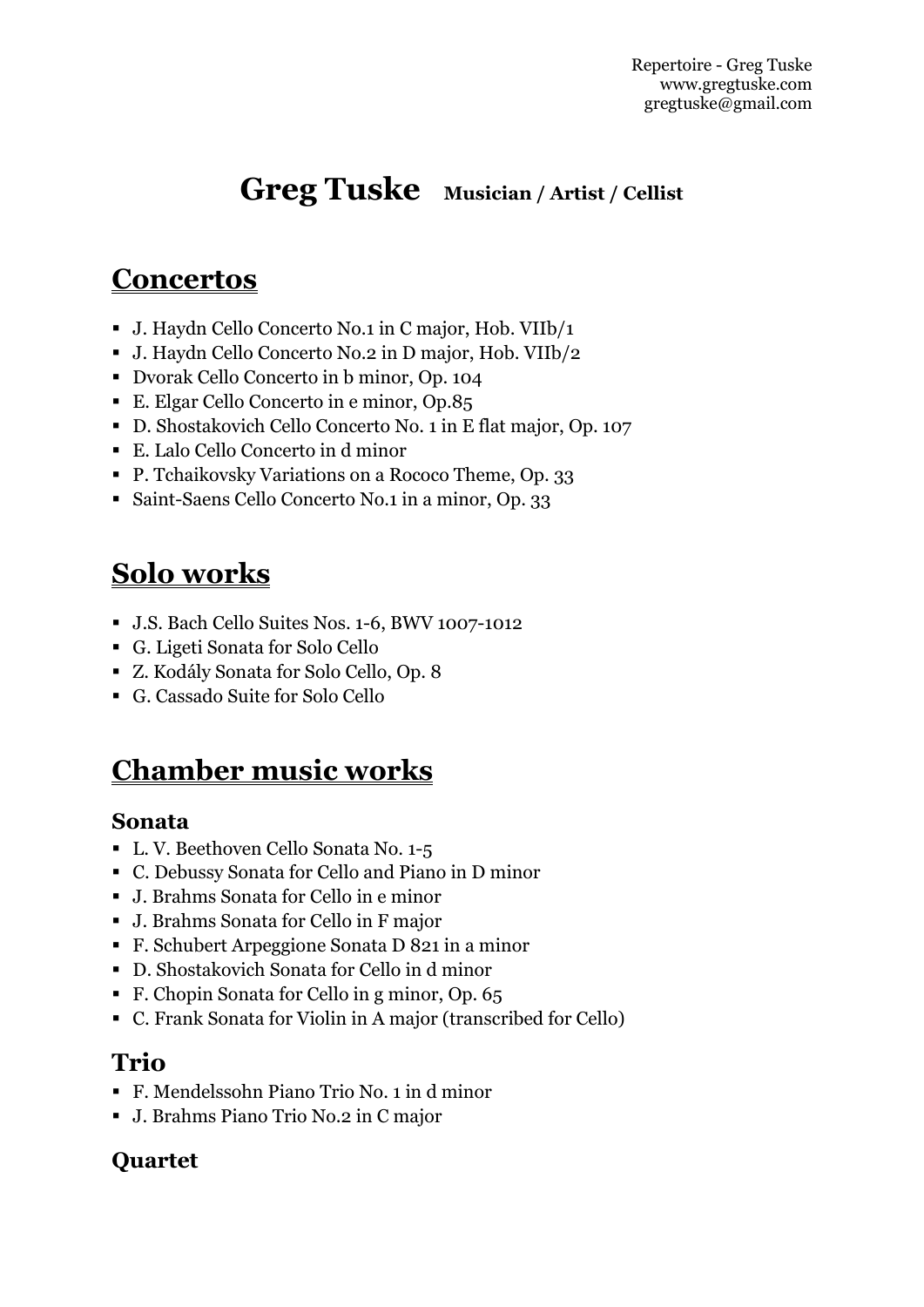Repertoire - Greg Tuske
www.gregtuske.com
gregtuske@gmail.com

# Greg Tuske **Musician / Artist / Cellist**

## Concertos

- J. Haydn Cello Concerto No.1 in C major, Hob. VIIb/1
- J. Haydn Cello Concerto No.2 in D major, Hob. VIIb/2
- Dvorak Cello Concerto in b minor, Op. 104
- E. Elgar Cello Concerto in e minor, Op.85
- D. Shostakovich Cello Concerto No. 1 in E flat major, Op. 107
- E. Lalo Cello Concerto in d minor
- P. Tchaikovsky Variations on a Rococo Theme, Op. 33
- Saint-Saens Cello Concerto No.1 in a minor, Op. 33

## Solo works

- J.S. Bach Cello Suites Nos. 1-6, BWV 1007-1012
- G. Ligeti Sonata for Solo Cello
- Z. Kodály Sonata for Solo Cello, Op. 8
- G. Cassado Suite for Solo Cello

## Chamber music works

### Sonata

- L. V. Beethoven Cello Sonata No. 1-5
- C. Debussy Sonata for Cello and Piano in D minor
- J. Brahms Sonata for Cello in e minor
- J. Brahms Sonata for Cello in F major
- F. Schubert Arpeggione Sonata D 821 in a minor
- D. Shostakovich Sonata for Cello in d minor
- F. Chopin Sonata for Cello in g minor, Op. 65
- C. Frank Sonata for Violin in A major (transcribed for Cello)

### Trio

- F. Mendelssohn Piano Trio No. 1 in d minor
- J. Brahms Piano Trio No.2 in C major

### Quartet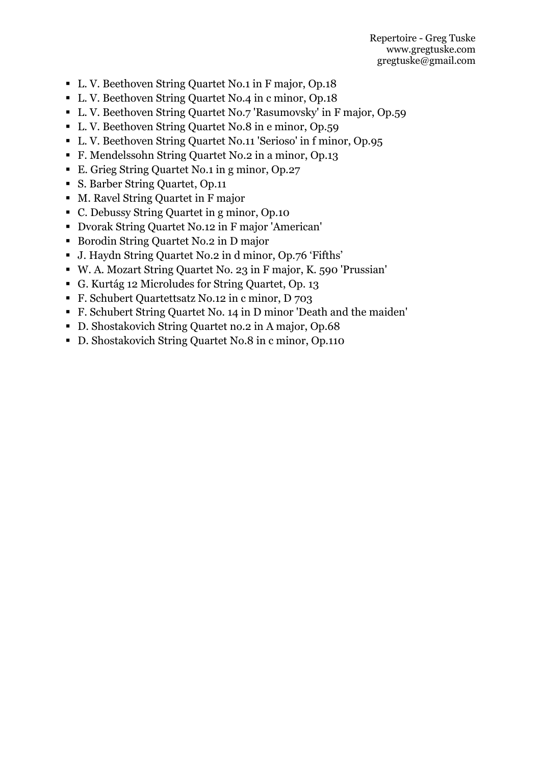- L. V. Beethoven String Quartet No.1 in F major, Op.18
- L. V. Beethoven String Quartet No.4 in c minor, Op.18
- L. V. Beethoven String Quartet No.7 'Rasumovsky' in F major, Op.59
- L. V. Beethoven String Quartet No.8 in e minor, Op.59
- L. V. Beethoven String Quartet No.11 'Serioso' in f minor, Op.95
- F. Mendelssohn String Quartet No.2 in a minor, Op.13
- E. Grieg String Quartet No.1 in g minor, Op.27
- S. Barber String Quartet, Op.11
- M. Ravel String Quartet in F major
- C. Debussy String Quartet in g minor, Op.10
- Dvorak String Quartet No.12 in F major 'American'
- Borodin String Quartet No.2 in D major
- J. Haydn String Quartet No.2 in d minor, Op.76 'Fifths'
- W. A. Mozart String Quartet No. 23 in F major, K. 590 'Prussian'
- G. Kurtág 12 Microludes for String Quartet, Op. 13
- F. Schubert Quartettsatz No.12 in c minor, D 703
- F. Schubert String Quartet No. 14 in D minor 'Death and the maiden'
- D. Shostakovich String Quartet no.2 in A major, Op.68
- D. Shostakovich String Quartet No.8 in c minor, Op.110